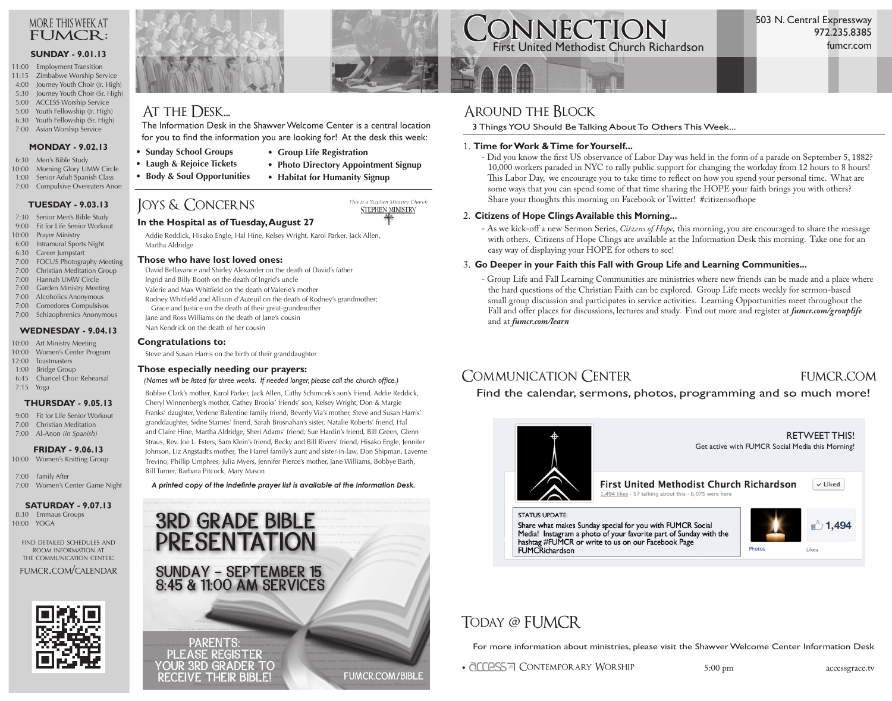# CONNECTION

First United Methodist Church Richardson

503 N. Central Expressway
972.235.8385
fumcr.com

## MORE THIS WEEK AT FUMCR:

### SUNDAY - 9.01.13

- 11:00 Employment Transition
- 11:15 Zimbabwe Worship Service
- 4:00 Journey Youth Choir (Jr. High)
- 5:30 Journey Youth Choir (Sr. High)
- 5:00 ACCESS Worship Service
- 5:00 Youth Fellowship (Jr. High)
- 6:30 Youth Fellowship (Sr. High)
- 7:00 Asian Worship Service

### MONDAY - 9.02.13

- 6:30 Men's Bible Study
- 10:00 Morning Glory UMW Circle
- 1:00 Senior Adult Spanish Class
- 7:00 Compulsive Overeaters Anon

### TUESDAY - 9.03.13

- 7:30 Senior Men's Bible Study
- 9:00 Fit for Life Senior Workout
- 10:00 Prayer Ministry
- 6:00 Intramural Sports Night
- 6:30 Career Jumpstart
- 7:00 FOCUS Photography Meeting
- 7:00 Christian Meditation Group
- 7:00 Hannah UMW Circle
- 7:00 Garden Ministry Meeting
- 7:00 Alcoholics Anonymous
- 7:00 Comedores Compulsivos
- 7:00 Schizophrenics Anonymous

### WEDNESDAY - 9.04.13

- 10:00 Art Ministry Meeting
- 10:00 Women's Center Program
- 12:00 Toastmasters
- 1:00 Bridge Group
- 6:45 Chancel Choir Rehearsal
- 7:15 Yoga

### THURSDAY - 9.05.13

- 9:00 Fit for Life Senior Workout
- 7:00 Christian Meditation
- 7:00 Al-Anon *(in Spanish)*

### FRIDAY - 9.06.13

- 10:00 Women's Knitting Group
- 7:00 Family After
- 7:00 Women's Center Game Night

### SATURDAY - 9.07.13

- 8:30 Emmaus Groups
- 10:00 YOGA

FIND DETAILED SCHEDULES AND ROOM INFORMATION AT THE COMMUNICATION CENTER:

FUMCR.COM/CALENDAR

## AT THE DESK...

The Information Desk in the Shawver Welcome Center is a central location for you to find the information you are looking for! At the desk this week:

- **Sunday School Groups**
- **Laugh & Rejoice Tickets**
- **Body & Soul Opportunities**
- **Group Life Registration**
- **Photo Directory Appointment Signup**
- **Habitat for Humanity Signup**

## JOYS & CONCERNS

*This is a Stephen Ministry Church* STEPHEN MINISTRY

### In the Hospital as of Tuesday, August 27

Addie Reddick, Hisako Engle, Hal Hine, Kelsey Wright, Karol Parker, Jack Allen, Martha Aldridge

### Those who have lost loved ones:

David Bellavance and Shirley Alexander on the death of David's father
Ingrid and Billy Booth on the death of Ingrid's uncle
Valerie and Max Whitfield on the death of Valerie's mother
Rodney Whitfield and Allison d'Auteuil on the death of Rodney's grandmother; Grace and Justice on the death of their great-grandmother
Jane and Ross Williams on the death of Jane's cousin
Nan Kendrick on the death of her cousin

### Congratulations to:

Steve and Susan Harris on the birth of their granddaughter

### Those especially needing our prayers:

*(Names will be listed for three weeks. If needed longer, please call the church office.)*

Bobbie Clark's mother, Karol Parker, Jack Allen, Cathy Schimcek's son's friend, Addie Reddick, Cheryl Winnenberg's mother, Cathey Brooks' friends' son, Kelsey Wright, Don & Margie Franks' daughter, Verlene Balentine family friend, Beverly Via's mother, Steve and Susan Harris' granddaughter, Sidne Starnes' friend, Sarah Brosnahan's sister, Natalie Roberts' friend, Hal and Claire Hine, Martha Aldridge, Sheri Adams' friend, Sue Hardin's friend, Bill Green, Glenn Straus, Rev. Joe L. Esters, Sam Klein's friend, Becky and Bill Rivers' friend, Hisako Engle, Jennifer Johnson, Liz Angstadt's mother, The Harrel family's aunt and sister-in-law, Don Shipman, Laverne Trevino, Phillip Umphres, Julia Myers, Jennifer Pierce's mother, Jane Williams, Bobbye Barth, Bill Turner, Barbara Pitcock, Mary Mason

***A printed copy of the indefinte prayer list is available at the Information Desk.***

## 3RD GRADE BIBLE PRESENTATION

SUNDAY - SEPTEMBER 15
8:45 & 11:00 AM SERVICES

PARENTS: PLEASE REGISTER YOUR 3RD GRADER TO RECEIVE THEIR BIBLE!

FUMCR.COM/BIBLE

## AROUND THE BLOCK

3 Things YOU Should Be Talking About To Others This Week...

1. **Time for Work & Time for Yourself...**
   - Did you know the first US observance of Labor Day was held in the form of a parade on September 5, 1882? 10,000 workers paraded in NYC to rally public support for changing the workday from 12 hours to 8 hours! This Labor Day, we encourage you to take time to reflect on how you spend your personal time. What are some ways that you can spend some of that time sharing the HOPE your faith brings you with others? Share your thoughts this morning on Facebook or Twitter! #citizensofhope
2. **Citizens of Hope Clings Available this Morning...**
   - As we kick-off a new Sermon Series, *Citizens of Hope,* this morning, you are encouraged to share the message with others. Citizens of Hope Clings are available at the Information Desk this morning. Take one for an easy way of displaying your HOPE for others to see!
3. **Go Deeper in your Faith this Fall with Group Life and Learning Communities...**
   - Group Life and Fall Learning Communities are ministries where new friends can be made and a place where the hard questions of the Christian Faith can be explored. Group Life meets weekly for sermon-based small group discussion and participates in service activities. Learning Opportunities meet throughout the Fall and offer places for discussions, lectures and study. Find out more and register at ***fumcr.com/grouplife*** and at ***fumcr.com/learn***

## COMMUNICATION CENTER — FUMCR.COM

Find the calendar, sermons, photos, programming and so much more!

RETWEET THIS!
Get active with FUMCR Social Media this Morning!

**First United Methodist Church Richardson** — Liked
1,494 likes · 57 talking about this · 6,075 were here

STATUS UPDATE:
Share what makes Sunday special for you with FUMCR Social Media! Instagram a photo of your favorite part of Sunday with the hashtag #FUMCR or write to us on our Facebook Page FUMCRichardson

Photos — 1,494 Likes

## TODAY @ FUMCR

For more information about ministries, please visit the Shawver Welcome Center Information Desk

- access CONTEMPORARY WORSHIP — 5:00 pm — accessgrace.tv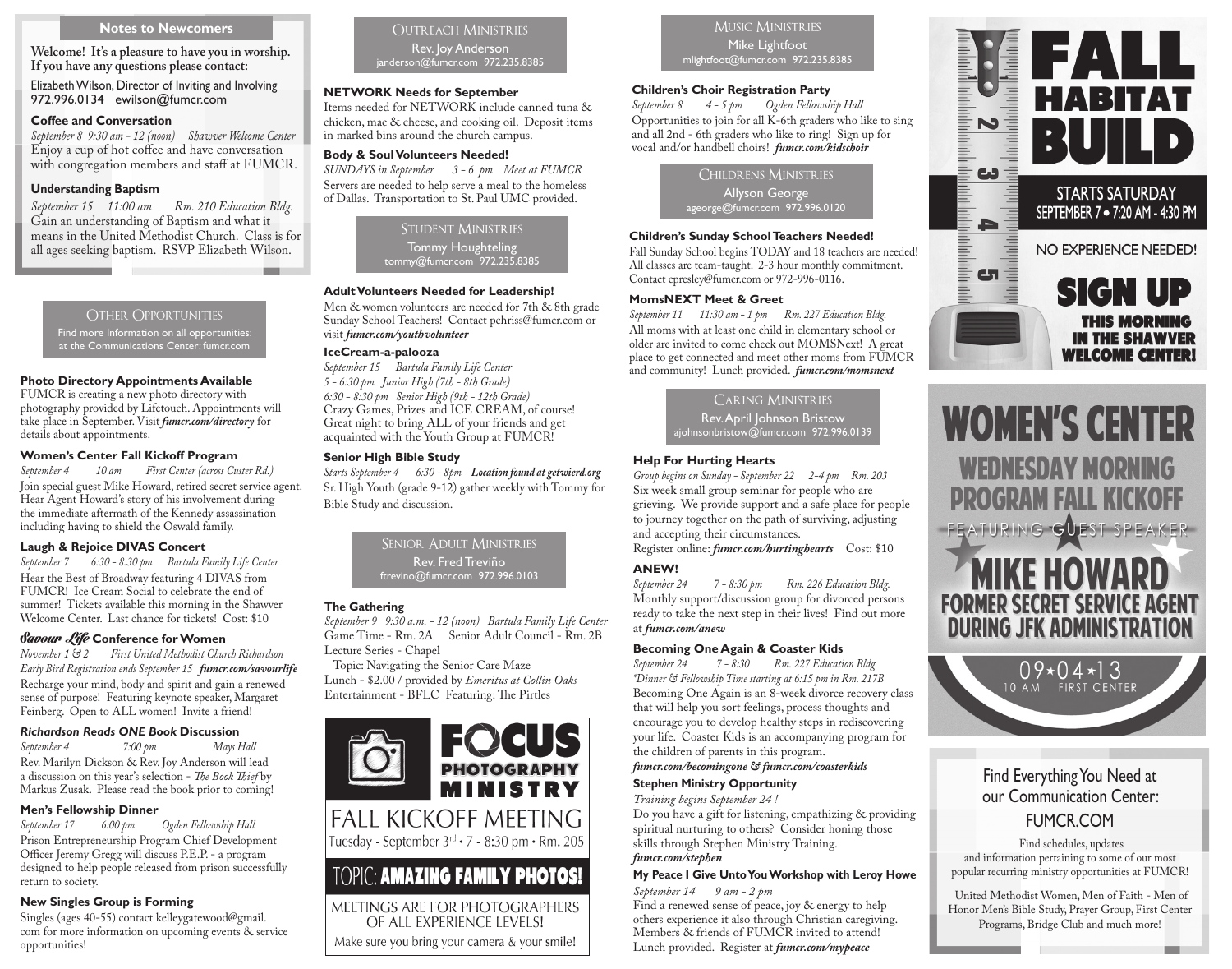## Notes to Newcomers

**Welcome! It's a pleasure to have you in worship. If you have any questions please contact:**

Elizabeth Wilson, Director of Inviting and Involving
972.996.0134 ewilson@fumcr.com

### Coffee and Conversation

*September 8 9:30 am - 12 (noon) Shawver Welcome Center*
Enjoy a cup of hot coffee and have conversation with congregation members and staff at FUMCR.

### Understanding Baptism

*September 15 11:00 am Rm. 210 Education Bldg.*
Gain an understanding of Baptism and what it means in the United Methodist Church. Class is for all ages seeking baptism. RSVP Elizabeth Wilson.

## Other Opportunities

Find more Information on all opportunities: at the Communications Center: fumcr.com

### Photo Directory Appointments Available

FUMCR is creating a new photo directory with photography provided by Lifetouch. Appointments will take place in September. Visit ***fumcr.com/directory*** for details about appointments.

### Women's Center Fall Kickoff Program

*September 4 10 am First Center (across Custer Rd.)*
Join special guest Mike Howard, retired secret service agent. Hear Agent Howard's story of his involvement during the immediate aftermath of the Kennedy assassination including having to shield the Oswald family.

### Laugh & Rejoice DIVAS Concert

*September 7 6:30 - 8:30 pm Bartula Family Life Center*
Hear the Best of Broadway featuring 4 DIVAS from FUMCR! Ice Cream Social to celebrate the end of summer! Tickets available this morning in the Shawver Welcome Center. Last chance for tickets! Cost: $10

### Savour Life Conference for Women

*November 1 & 2 First United Methodist Church Richardson*
*Early Bird Registration ends September 15* ***fumcr.com/savourlife***
Recharge your mind, body and spirit and gain a renewed sense of purpose! Featuring keynote speaker, Margaret Feinberg. Open to ALL women! Invite a friend!

### *Richardson Reads ONE Book* Discussion

*September 4 7:00 pm Mays Hall*
Rev. Marilyn Dickson & Rev. Joy Anderson will lead a discussion on this year's selection - *The Book Thief* by Markus Zusak. Please read the book prior to coming!

### Men's Fellowship Dinner

*September 17 6:00 pm Ogden Fellowship Hall*
Prison Entrepreneurship Program Chief Development Officer Jeremy Gregg will discuss P.E.P. - a program designed to help people released from prison successfully return to society.

### New Singles Group is Forming

Singles (ages 40-55) contact kelleygatewood@gmail.com for more information on upcoming events & service opportunities!

## Outreach Ministries

Rev. Joy Anderson
janderson@fumcr.com 972.235.8385

### NETWORK Needs for September

Items needed for NETWORK include canned tuna & chicken, mac & cheese, and cooking oil. Deposit items in marked bins around the church campus.

### Body & Soul Volunteers Needed!

*SUNDAYS in September 3 - 6 pm Meet at FUMCR*
Servers are needed to help serve a meal to the homeless of Dallas. Transportation to St. Paul UMC provided.

## Student Ministries

Tommy Houghteling
tommy@fumcr.com 972.235.8385

### Adult Volunteers Needed for Leadership!

Men & women volunteers are needed for 7th & 8th grade Sunday School Teachers! Contact pchriss@fumcr.com or visit ***fumcr.com/youthvolunteer***

### IceCream-a-palooza

*September 15 Bartula Family Life Center*
*5 - 6:30 pm Junior High (7th - 8th Grade)*
*6:30 - 8:30 pm Senior High (9th - 12th Grade)*
Crazy Games, Prizes and ICE CREAM, of course! Great night to bring ALL of your friends and get acquainted with the Youth Group at FUMCR!

### Senior High Bible Study

*Starts September 4 6:30 - 8pm* ***Location found at getwierd.org***
Sr. High Youth (grade 9-12) gather weekly with Tommy for Bible Study and discussion.

## Senior Adult Ministries

Rev. Fred Treviño
ftrevino@fumcr.com 972.996.0103

### The Gathering

*September 9 9:30 a.m. - 12 (noon) Bartula Family Life Center*
Game Time - Rm. 2A Senior Adult Council - Rm. 2B
Lecture Series - Chapel
Topic: Navigating the Senior Care Maze
Lunch - $2.00 / provided by *Emeritus at Collin Oaks*
Entertainment - BFLC Featuring: The Pirtles

## FOCUS Photography Ministry

### FALL KICKOFF MEETING

Tuesday - September 3rd • 7 - 8:30 pm • Rm. 205

**TOPIC: AMAZING FAMILY PHOTOS!**

MEETINGS ARE FOR PHOTOGRAPHERS OF ALL EXPERIENCE LEVELS!

Make sure you bring your camera & your smile!

## Music Ministries

Mike Lightfoot
mlightfoot@fumcr.com 972.235.8385

### Children's Choir Registration Party

*September 8 4 - 5 pm Ogden Fellowship Hall*
Opportunities to join for all K-6th graders who like to sing and all 2nd - 6th graders who like to ring! Sign up for vocal and/or handbell choirs! ***fumcr.com/kidschoir***

## Childrens Ministries

Allyson George
ageorge@fumcr.com 972.996.0120

### Children's Sunday School Teachers Needed!

Fall Sunday School begins TODAY and 18 teachers are needed! All classes are team-taught. 2-3 hour monthly commitment. Contact cpresley@fumcr.com or 972-996-0116.

### MomsNEXT Meet & Greet

*September 11 11:30 am - 1 pm Rm. 227 Education Bldg.*
All moms with at least one child in elementary school or older are invited to come check out MOMSNext! A great place to get connected and meet other moms from FUMCR and community! Lunch provided. ***fumcr.com/momsnext***

## Caring Ministries

Rev. April Johnson Bristow
ajohnsonbristow@fumcr.com 972.996.0139

### Help For Hurting Hearts

*Group begins on Sunday - September 22 2-4 pm Rm. 203*
Six week small group seminar for people who are grieving. We provide support and a safe place for people to journey together on the path of surviving, adjusting and accepting their circumstances.
Register online: ***fumcr.com/hurtinghearts*** Cost: $10

### ANEW!

*September 24 7 - 8:30 pm Rm. 226 Education Bldg.*
Monthly support/discussion group for divorced persons ready to take the next step in their lives! Find out more at ***fumcr.com/anew***

### Becoming One Again & Coaster Kids

*September 24 7 - 8:30 Rm. 227 Education Bldg.*
*\*Dinner & Fellowship Time starting at 6:15 pm in Rm. 217B*
Becoming One Again is an 8-week divorce recovery class that will help you sort feelings, process thoughts and encourage you to develop healthy steps in rediscovering your life. Coaster Kids is an accompanying program for the children of parents in this program.
***fumcr.com/becomingone & fumcr.com/coasterkids***

### Stephen Ministry Opportunity

*Training begins September 24 !*
Do you have a gift for listening, empathizing & providing spiritual nurturing to others? Consider honing those skills through Stephen Ministry Training.
***fumcr.com/stephen***

### My Peace I Give Unto You Workshop with Leroy Howe

*September 14 9 am - 2 pm*
Find a renewed sense of peace, joy & energy to help others experience it also through Christian caregiving. Members & friends of FUMCR invited to attend! Lunch provided. Register at ***fumcr.com/mypeace***

## FALL HABITAT BUILD

STARTS SATURDAY
SEPTEMBER 7 • 7:20 AM - 4:30 PM

NO EXPERIENCE NEEDED!

**SIGN UP THIS MORNING IN THE SHAWVER WELCOME CENTER!**

## WOMEN'S CENTER

### WEDNESDAY MORNING PROGRAM FALL KICKOFF

FEATURING GUEST SPEAKER

**MIKE HOWARD**
**FORMER SECRET SERVICE AGENT DURING JFK ADMINISTRATION**

09•04•13
10 AM FIRST CENTER

## Find Everything You Need at our Communication Center: FUMCR.COM

Find schedules, updates and information pertaining to some of our most popular recurring ministry opportunities at FUMCR!

United Methodist Women, Men of Faith - Men of Honor Men's Bible Study, Prayer Group, First Center Programs, Bridge Club and much more!